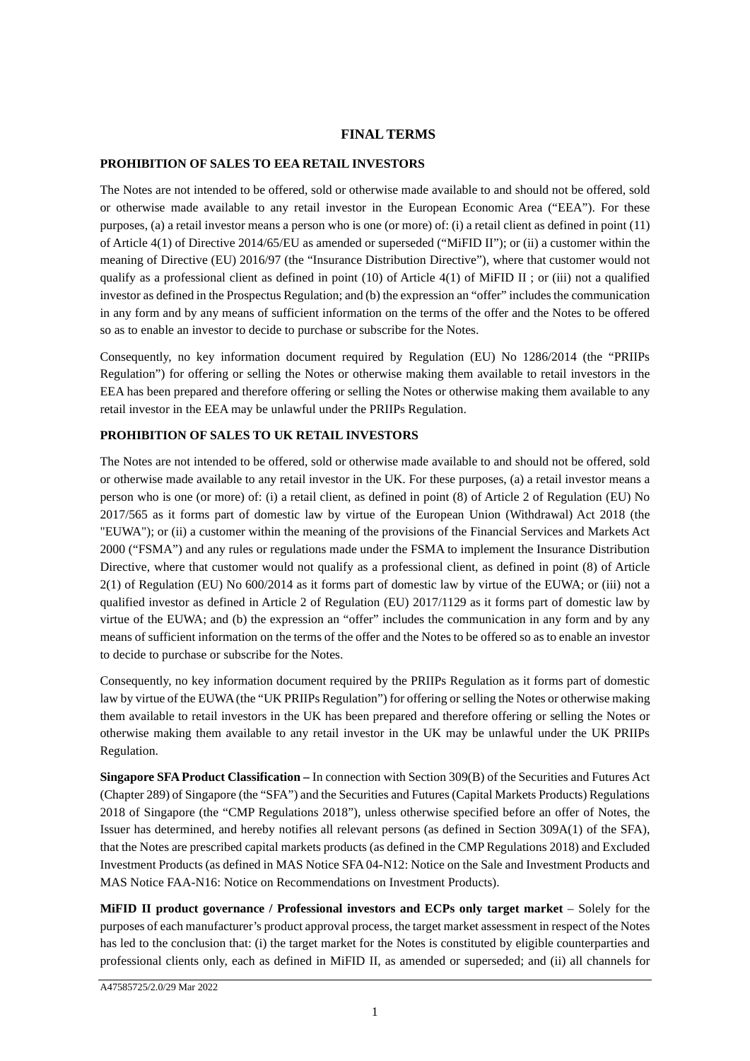# FINAL TERMS

**PROHIBITION OF SALES TO EEA RETAIL INVESTORS**

The Notes are not intended to be offered, sold or otherwise made available to and should not be offered, sold or otherwise made available to any retail investor in the European Economic Area ("EEA"). For these purposes, (a) a retail investor means a person who is one (or more) of: (i) a retail client as defined in point (11) of Article 4(1) of Directive 2014/65/EU as amended or superseded ("MiFID II"); or (ii) a customer within the meaning of Directive (EU) 2016/97 (the "Insurance Distribution Directive"), where that customer would not qualify as a professional client as defined in point (10) of Article 4(1) of MiFID II ; or (iii) not a qualified investor as defined in the Prospectus Regulation; and (b) the expression an "offer" includes the communication in any form and by any means of sufficient information on the terms of the offer and the Notes to be offered so as to enable an investor to decide to purchase or subscribe for the Notes.

Consequently, no key information document required by Regulation (EU) No 1286/2014 (the "PRIIPs Regulation") for offering or selling the Notes or otherwise making them available to retail investors in the EEA has been prepared and therefore offering or selling the Notes or otherwise making them available to any retail investor in the EEA may be unlawful under the PRIIPs Regulation.

**PROHIBITION OF SALES TO UK RETAIL INVESTORS**

The Notes are not intended to be offered, sold or otherwise made available to and should not be offered, sold or otherwise made available to any retail investor in the UK. For these purposes, (a) a retail investor means a person who is one (or more) of: (i) a retail client, as defined in point (8) of Article 2 of Regulation (EU) No 2017/565 as it forms part of domestic law by virtue of the European Union (Withdrawal) Act 2018 (the "EUWA"); or (ii) a customer within the meaning of the provisions of the Financial Services and Markets Act 2000 ("FSMA") and any rules or regulations made under the FSMA to implement the Insurance Distribution Directive, where that customer would not qualify as a professional client, as defined in point (8) of Article 2(1) of Regulation (EU) No 600/2014 as it forms part of domestic law by virtue of the EUWA; or (iii) not a qualified investor as defined in Article 2 of Regulation (EU) 2017/1129 as it forms part of domestic law by virtue of the EUWA; and (b) the expression an "offer" includes the communication in any form and by any means of sufficient information on the terms of the offer and the Notes to be offered so as to enable an investor to decide to purchase or subscribe for the Notes.

Consequently, no key information document required by the PRIIPs Regulation as it forms part of domestic law by virtue of the EUWA (the "UK PRIIPs Regulation") for offering or selling the Notes or otherwise making them available to retail investors in the UK has been prepared and therefore offering or selling the Notes or otherwise making them available to any retail investor in the UK may be unlawful under the UK PRIIPs Regulation.

**Singapore SFA Product Classification –** In connection with Section 309(B) of the Securities and Futures Act (Chapter 289) of Singapore (the "SFA") and the Securities and Futures (Capital Markets Products) Regulations 2018 of Singapore (the "CMP Regulations 2018"), unless otherwise specified before an offer of Notes, the Issuer has determined, and hereby notifies all relevant persons (as defined in Section 309A(1) of the SFA), that the Notes are prescribed capital markets products (as defined in the CMP Regulations 2018) and Excluded Investment Products (as defined in MAS Notice SFA 04-N12: Notice on the Sale and Investment Products and MAS Notice FAA-N16: Notice on Recommendations on Investment Products).

**MiFID II product governance / Professional investors and ECPs only target market** – Solely for the purposes of each manufacturer's product approval process, the target market assessment in respect of the Notes has led to the conclusion that: (i) the target market for the Notes is constituted by eligible counterparties and professional clients only, each as defined in MiFID II, as amended or superseded; and (ii) all channels for

A47585725/2.0/29 Mar 2022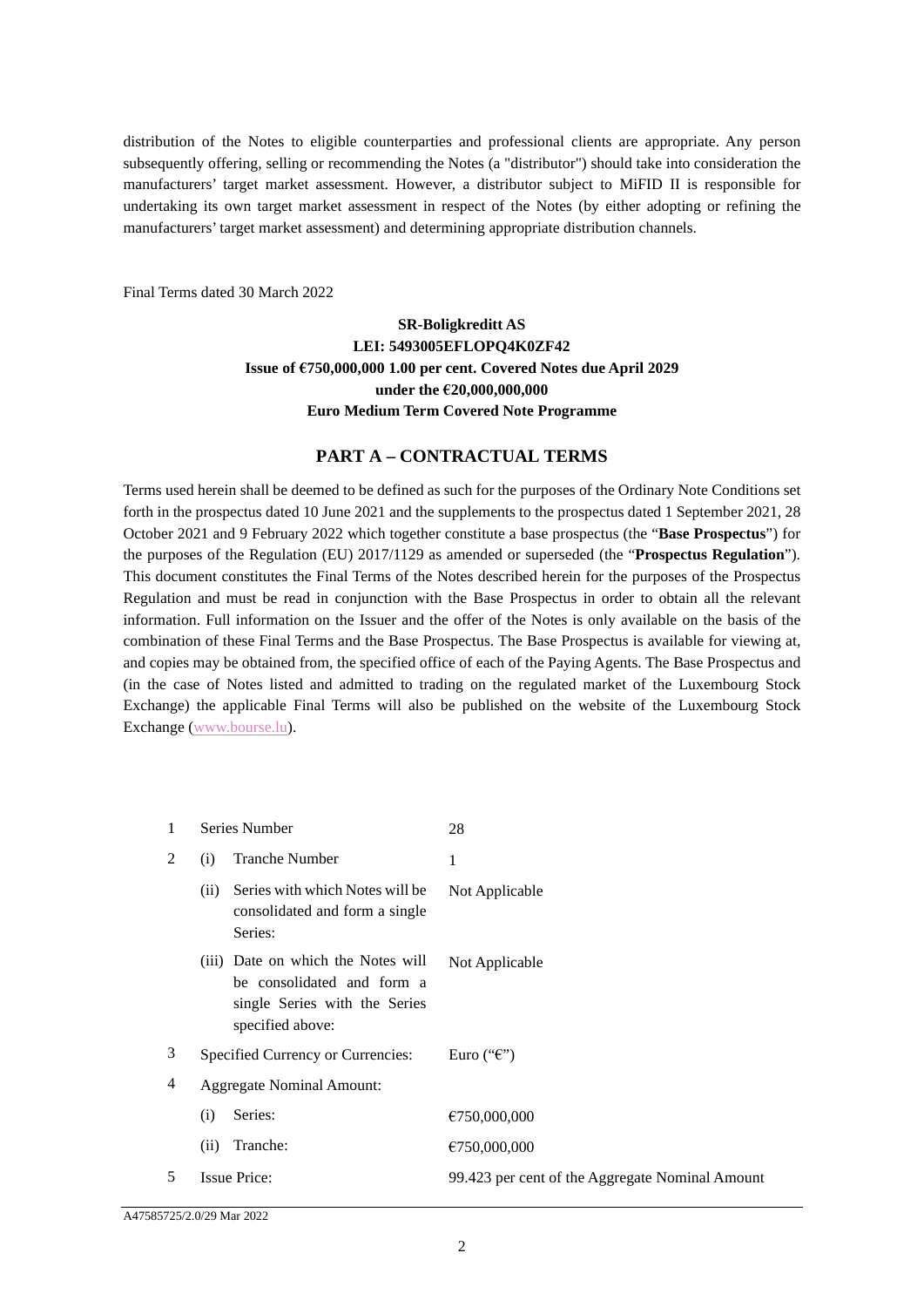distribution of the Notes to eligible counterparties and professional clients are appropriate. Any person subsequently offering, selling or recommending the Notes (a "distributor") should take into consideration the manufacturers' target market assessment. However, a distributor subject to MiFID II is responsible for undertaking its own target market assessment in respect of the Notes (by either adopting or refining the manufacturers' target market assessment) and determining appropriate distribution channels.

Final Terms dated 30 March 2022

**SR-Boligkreditt AS**
**LEI: 5493005EFLOPQ4K0ZF42**
**Issue of €750,000,000 1.00 per cent. Covered Notes due April 2029**
**under the €20,000,000,000**
**Euro Medium Term Covered Note Programme**

## PART A – CONTRACTUAL TERMS

Terms used herein shall be deemed to be defined as such for the purposes of the Ordinary Note Conditions set forth in the prospectus dated 10 June 2021 and the supplements to the prospectus dated 1 September 2021, 28 October 2021 and 9 February 2022 which together constitute a base prospectus (the "**Base Prospectus**") for the purposes of the Regulation (EU) 2017/1129 as amended or superseded (the "**Prospectus Regulation**"). This document constitutes the Final Terms of the Notes described herein for the purposes of the Prospectus Regulation and must be read in conjunction with the Base Prospectus in order to obtain all the relevant information. Full information on the Issuer and the offer of the Notes is only available on the basis of the combination of these Final Terms and the Base Prospectus. The Base Prospectus is available for viewing at, and copies may be obtained from, the specified office of each of the Paying Agents. The Base Prospectus and (in the case of Notes listed and admitted to trading on the regulated market of the Luxembourg Stock Exchange) the applicable Final Terms will also be published on the website of the Luxembourg Stock Exchange (www.bourse.lu).

| | | | |
|---|---|---|---|
| 1 | Series Number | | 28 |
| 2 | (i) | Tranche Number | 1 |
| | (ii) | Series with which Notes will be consolidated and form a single Series: | Not Applicable |
| | (iii) | Date on which the Notes will be consolidated and form a single Series with the Series specified above: | Not Applicable |
| 3 | Specified Currency or Currencies: | | Euro ("€") |
| 4 | Aggregate Nominal Amount: | | |
| | (i) | Series: | €750,000,000 |
| | (ii) | Tranche: | €750,000,000 |
| 5 | Issue Price: | | 99.423 per cent of the Aggregate Nominal Amount |

A47585725/2.0/29 Mar 2022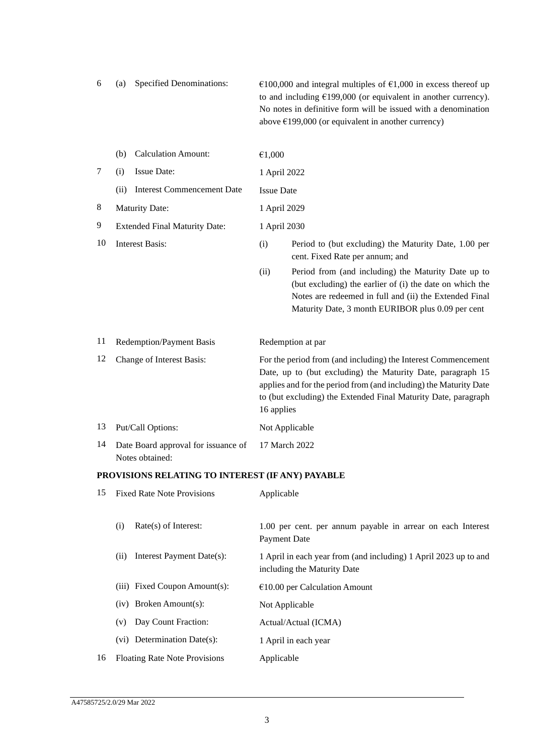| | | |
|---|---|---|
| 6 | (a) Specified Denominations: | €100,000 and integral multiples of €1,000 in excess thereof up to and including €199,000 (or equivalent in another currency). No notes in definitive form will be issued with a denomination above €199,000 (or equivalent in another currency) |
| | (b) Calculation Amount: | €1,000 |
| 7 | (i) Issue Date: | 1 April 2022 |
| | (ii) Interest Commencement Date | Issue Date |
| 8 | Maturity Date: | 1 April 2029 |
| 9 | Extended Final Maturity Date: | 1 April 2030 |
| 10 | Interest Basis: | (i) Period to (but excluding) the Maturity Date, 1.00 per cent. Fixed Rate per annum; and<br>(ii) Period from (and including) the Maturity Date up to (but excluding) the earlier of (i) the date on which the Notes are redeemed in full and (ii) the Extended Final Maturity Date, 3 month EURIBOR plus 0.09 per cent |
| 11 | Redemption/Payment Basis | Redemption at par |
| 12 | Change of Interest Basis: | For the period from (and including) the Interest Commencement Date, up to (but excluding) the Maturity Date, paragraph 15 applies and for the period from (and including) the Maturity Date to (but excluding) the Extended Final Maturity Date, paragraph 16 applies |
| 13 | Put/Call Options: | Not Applicable |
| 14 | Date Board approval for issuance of Notes obtained: | 17 March 2022 |

**PROVISIONS RELATING TO INTEREST (IF ANY) PAYABLE**

| | | |
|---|---|---|
| 15 | Fixed Rate Note Provisions | Applicable |
| | (i) Rate(s) of Interest: | 1.00 per cent. per annum payable in arrear on each Interest Payment Date |
| | (ii) Interest Payment Date(s): | 1 April in each year from (and including) 1 April 2023 up to and including the Maturity Date |
| | (iii) Fixed Coupon Amount(s): | €10.00 per Calculation Amount |
| | (iv) Broken Amount(s): | Not Applicable |
| | (v) Day Count Fraction: | Actual/Actual (ICMA) |
| | (vi) Determination Date(s): | 1 April in each year |
| 16 | Floating Rate Note Provisions | Applicable |

A47585725/2.0/29 Mar 2022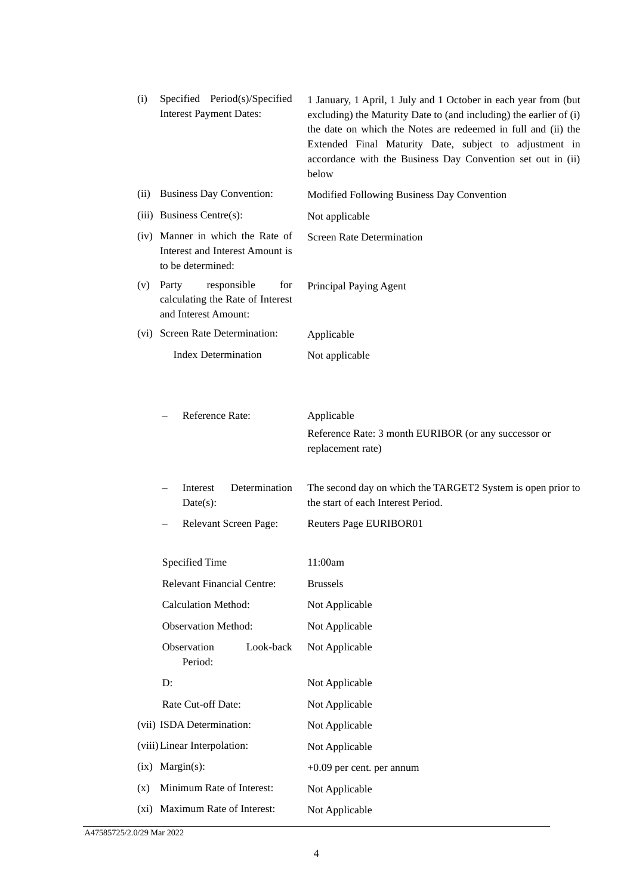| | | |
|---|---|---|
| (i) | Specified Period(s)/Specified Interest Payment Dates: | 1 January, 1 April, 1 July and 1 October in each year from (but excluding) the Maturity Date to (and including) the earlier of (i) the date on which the Notes are redeemed in full and (ii) the Extended Final Maturity Date, subject to adjustment in accordance with the Business Day Convention set out in (ii) below |
| (ii) | Business Day Convention: | Modified Following Business Day Convention |
| (iii) | Business Centre(s): | Not applicable |
| (iv) | Manner in which the Rate of Interest and Interest Amount is to be determined: | Screen Rate Determination |
| (v) | Party responsible for calculating the Rate of Interest and Interest Amount: | Principal Paying Agent |
| (vi) | Screen Rate Determination: | Applicable |
| | Index Determination | Not applicable |
| | – Reference Rate: | Applicable<br>Reference Rate: 3 month EURIBOR (or any successor or replacement rate) |
| | – Interest Determination Date(s): | The second day on which the TARGET2 System is open prior to the start of each Interest Period. |
| | – Relevant Screen Page: | Reuters Page EURIBOR01 |
| | Specified Time | 11:00am |
| | Relevant Financial Centre: | Brussels |
| | Calculation Method: | Not Applicable |
| | Observation Method: | Not Applicable |
| | Observation Look-back Period: | Not Applicable |
| | D: | Not Applicable |
| | Rate Cut-off Date: | Not Applicable |
| (vii) | ISDA Determination: | Not Applicable |
| (viii) | Linear Interpolation: | Not Applicable |
| (ix) | Margin(s): | +0.09 per cent. per annum |
| (x) | Minimum Rate of Interest: | Not Applicable |
| (xi) | Maximum Rate of Interest: | Not Applicable |

A47585725/2.0/29 Mar 2022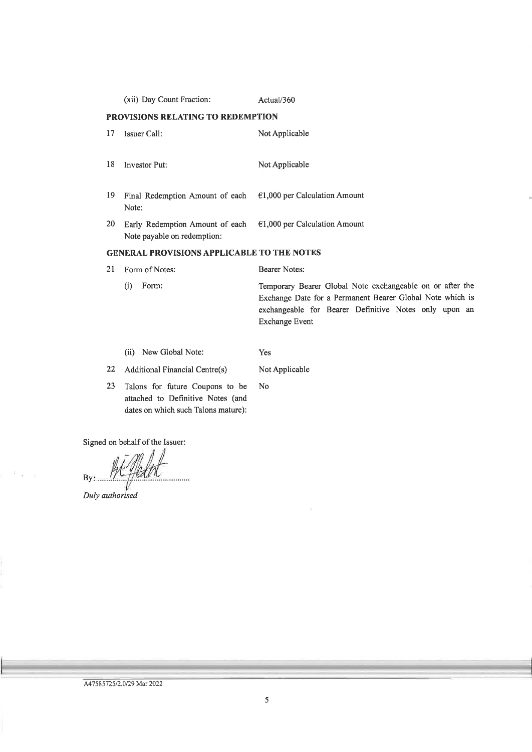| | | |
|---|---|---|
| | (xii) Day Count Fraction: | Actual/360 |

## PROVISIONS RELATING TO REDEMPTION

| | | |
|---|---|---|
| 17 | Issuer Call: | Not Applicable |
| 18 | Investor Put: | Not Applicable |
| 19 | Final Redemption Amount of each Note: | €1,000 per Calculation Amount |
| 20 | Early Redemption Amount of each Note payable on redemption: | €1,000 per Calculation Amount |

## GENERAL PROVISIONS APPLICABLE TO THE NOTES

| | | |
|---|---|---|
| 21 | Form of Notes: | Bearer Notes: |
| | (i) Form: | Temporary Bearer Global Note exchangeable on or after the Exchange Date for a Permanent Bearer Global Note which is exchangeable for Bearer Definitive Notes only upon an Exchange Event |
| | (ii) New Global Note: | Yes |
| 22 | Additional Financial Centre(s) | Not Applicable |
| 23 | Talons for future Coupons to be attached to Definitive Notes (and dates on which such Talons mature): | No |

Signed on behalf of the Issuer:

By: ...........................................

*Duly authorised*

A47585725/2.0/29 Mar 2022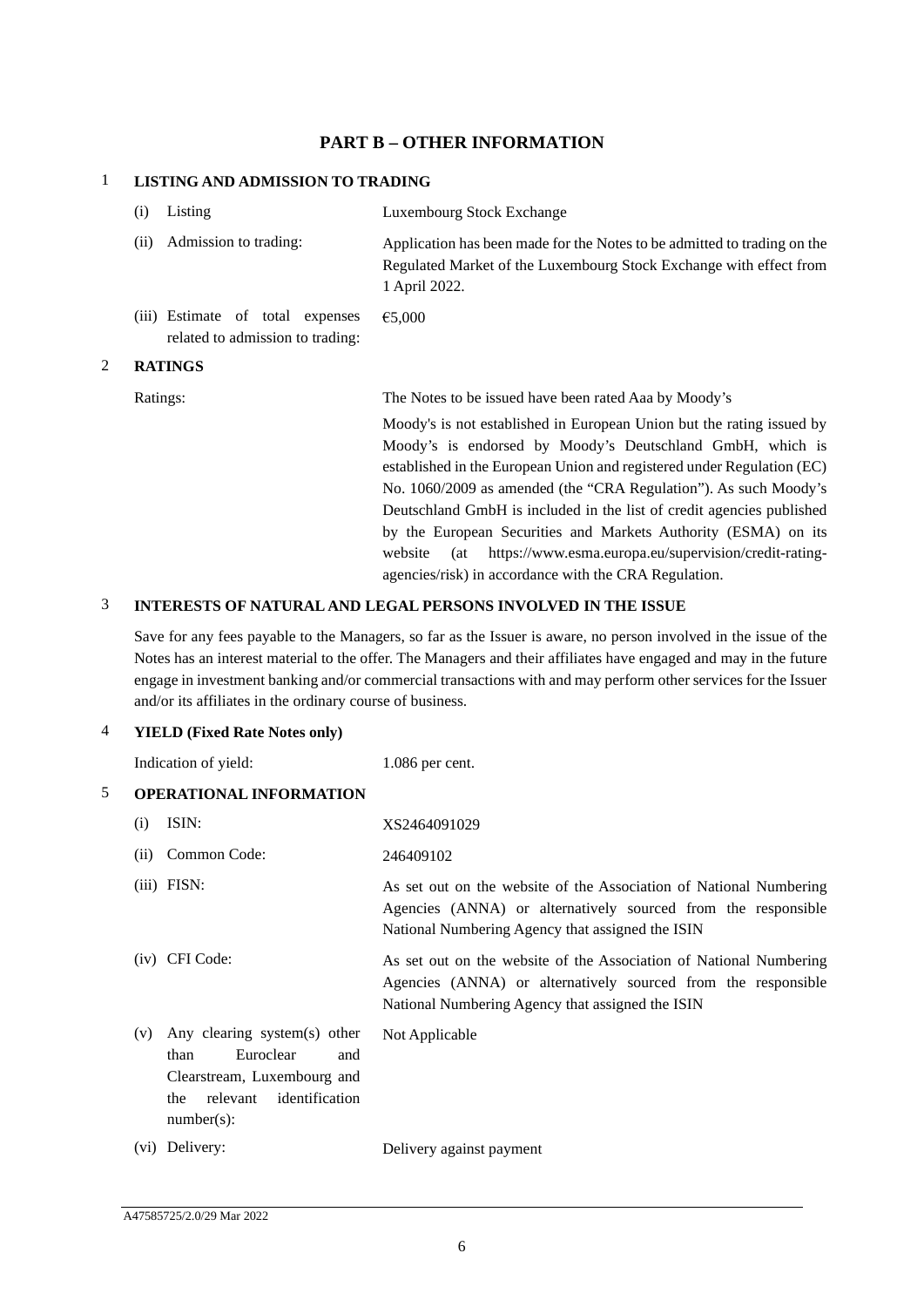# PART B – OTHER INFORMATION

## 1 LISTING AND ADMISSION TO TRADING

| | |
|---|---|
| (i) Listing | Luxembourg Stock Exchange |
| (ii) Admission to trading: | Application has been made for the Notes to be admitted to trading on the Regulated Market of the Luxembourg Stock Exchange with effect from 1 April 2022. |
| (iii) Estimate of total expenses related to admission to trading: | €5,000 |

## 2 RATINGS

| | |
|---|---|
| Ratings: | The Notes to be issued have been rated Aaa by Moody's<br><br>Moody's is not established in European Union but the rating issued by Moody's is endorsed by Moody's Deutschland GmbH, which is established in the European Union and registered under Regulation (EC) No. 1060/2009 as amended (the "CRA Regulation"). As such Moody's Deutschland GmbH is included in the list of credit agencies published by the European Securities and Markets Authority (ESMA) on its website (at https://www.esma.europa.eu/supervision/credit-rating-agencies/risk) in accordance with the CRA Regulation. |

## 3 INTERESTS OF NATURAL AND LEGAL PERSONS INVOLVED IN THE ISSUE

Save for any fees payable to the Managers, so far as the Issuer is aware, no person involved in the issue of the Notes has an interest material to the offer. The Managers and their affiliates have engaged and may in the future engage in investment banking and/or commercial transactions with and may perform other services for the Issuer and/or its affiliates in the ordinary course of business.

## 4 YIELD (Fixed Rate Notes only)

| | |
|---|---|
| Indication of yield: | 1.086 per cent. |

## 5 OPERATIONAL INFORMATION

| | |
|---|---|
| (i) ISIN: | XS2464091029 |
| (ii) Common Code: | 246409102 |
| (iii) FISN: | As set out on the website of the Association of National Numbering Agencies (ANNA) or alternatively sourced from the responsible National Numbering Agency that assigned the ISIN |
| (iv) CFI Code: | As set out on the website of the Association of National Numbering Agencies (ANNA) or alternatively sourced from the responsible National Numbering Agency that assigned the ISIN |
| (v) Any clearing system(s) other than Euroclear and Clearstream, Luxembourg and the relevant identification number(s): | Not Applicable |
| (vi) Delivery: | Delivery against payment |

A47585725/2.0/29 Mar 2022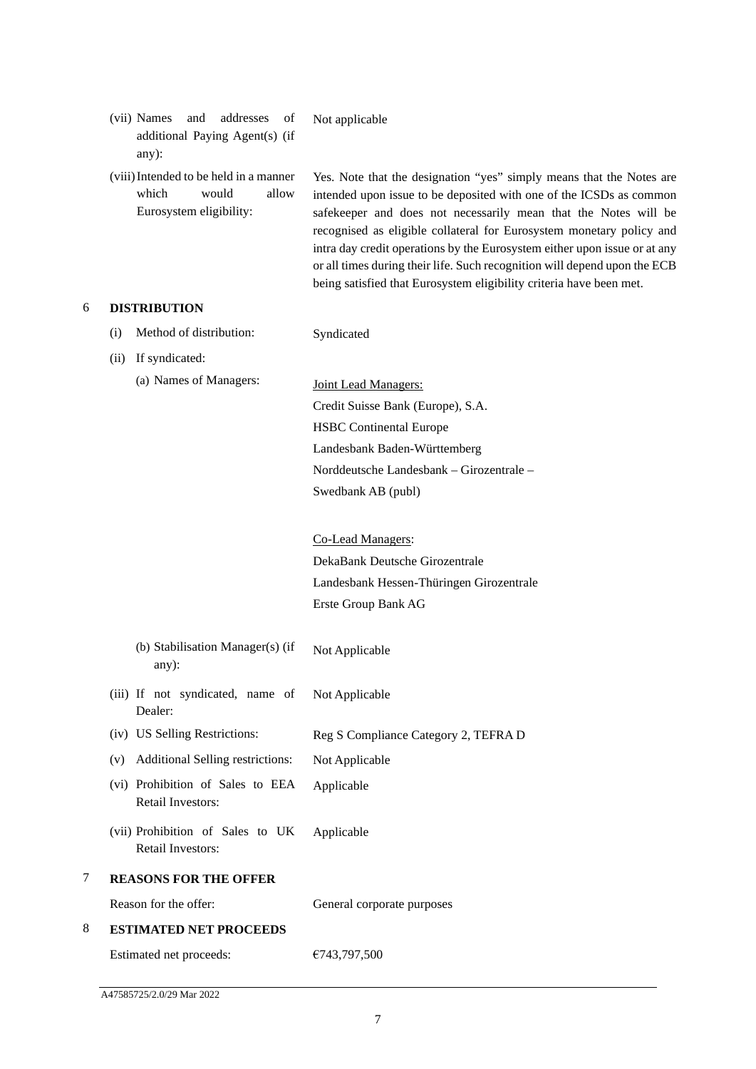| | |
|---|---|
| (vii) Names and addresses of additional Paying Agent(s) (if any): | Not applicable |
| (viii) Intended to be held in a manner which would allow Eurosystem eligibility: | Yes. Note that the designation "yes" simply means that the Notes are intended upon issue to be deposited with one of the ICSDs as common safekeeper and does not necessarily mean that the Notes will be recognised as eligible collateral for Eurosystem monetary policy and intra day credit operations by the Eurosystem either upon issue or at any or all times during their life. Such recognition will depend upon the ECB being satisfied that Eurosystem eligibility criteria have been met. |

## 6 DISTRIBUTION

| | |
|---|---|
| (i) Method of distribution: | Syndicated |
| (ii) If syndicated: | |
| (a) Names of Managers: | Joint Lead Managers:<br>Credit Suisse Bank (Europe), S.A.<br>HSBC Continental Europe<br>Landesbank Baden-Württemberg<br>Norddeutsche Landesbank – Girozentrale –<br>Swedbank AB (publ)<br><br>Co-Lead Managers:<br>DekaBank Deutsche Girozentrale<br>Landesbank Hessen-Thüringen Girozentrale<br>Erste Group Bank AG |
| (b) Stabilisation Manager(s) (if any): | Not Applicable |
| (iii) If not syndicated, name of Dealer: | Not Applicable |
| (iv) US Selling Restrictions: | Reg S Compliance Category 2, TEFRA D |
| (v) Additional Selling restrictions: | Not Applicable |
| (vi) Prohibition of Sales to EEA Retail Investors: | Applicable |
| (vii) Prohibition of Sales to UK Retail Investors: | Applicable |

## 7 REASONS FOR THE OFFER

| | |
|---|---|
| Reason for the offer: | General corporate purposes |

## 8 ESTIMATED NET PROCEEDS

| | |
|---|---|
| Estimated net proceeds: | €743,797,500 |

A47585725/2.0/29 Mar 2022